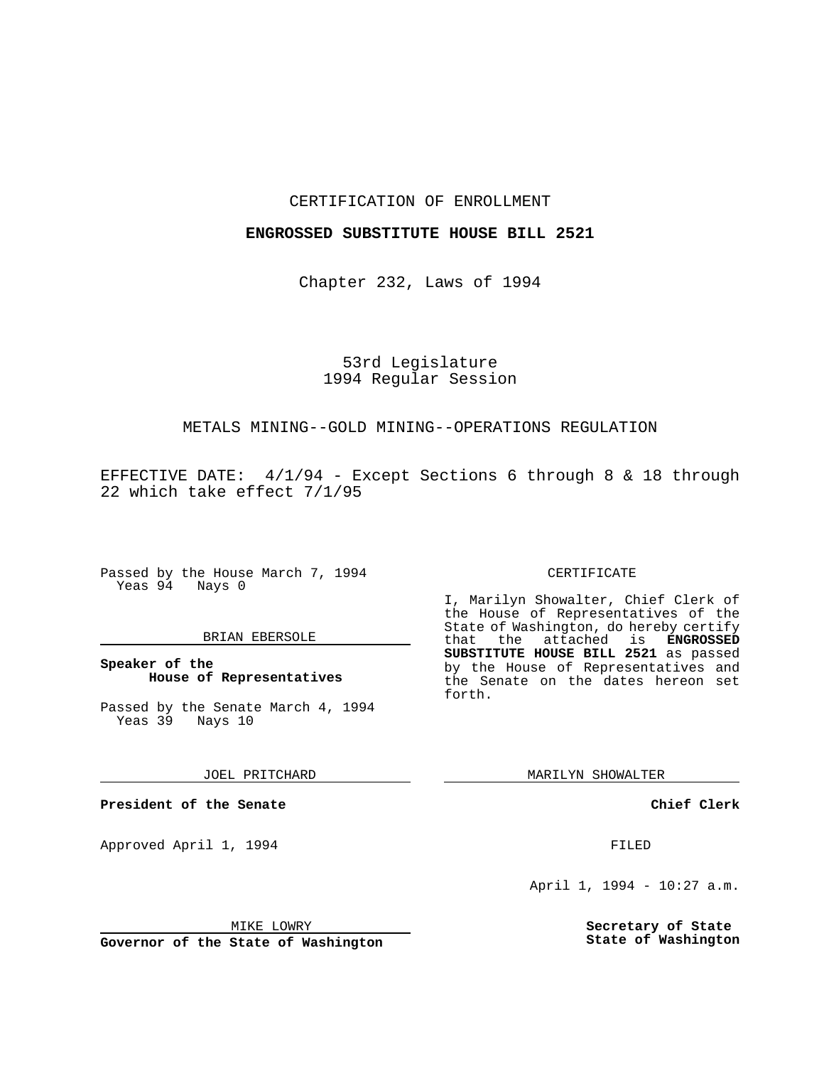CERTIFICATION OF ENROLLMENT

**ENGROSSED SUBSTITUTE HOUSE BILL 2521**

Chapter 232, Laws of 1994

53rd Legislature
1994 Regular Session

METALS MINING--GOLD MINING--OPERATIONS REGULATION

EFFECTIVE DATE: 4/1/94 - Except Sections 6 through 8 & 18 through 22 which take effect 7/1/95

Passed by the House March 7, 1994
Yeas 94 Nays 0

BRIAN EBERSOLE

**Speaker of the House of Representatives**

Passed by the Senate March 4, 1994
Yeas 39 Nays 10

JOEL PRITCHARD

**President of the Senate**

Approved April 1, 1994

MIKE LOWRY

**Governor of the State of Washington**

CERTIFICATE

I, Marilyn Showalter, Chief Clerk of the House of Representatives of the State of Washington, do hereby certify that the attached is **ENGROSSED SUBSTITUTE HOUSE BILL 2521** as passed by the House of Representatives and the Senate on the dates hereon set forth.

MARILYN SHOWALTER

**Chief Clerk**

FILED

April 1, 1994 - 10:27 a.m.

**Secretary of State State of Washington**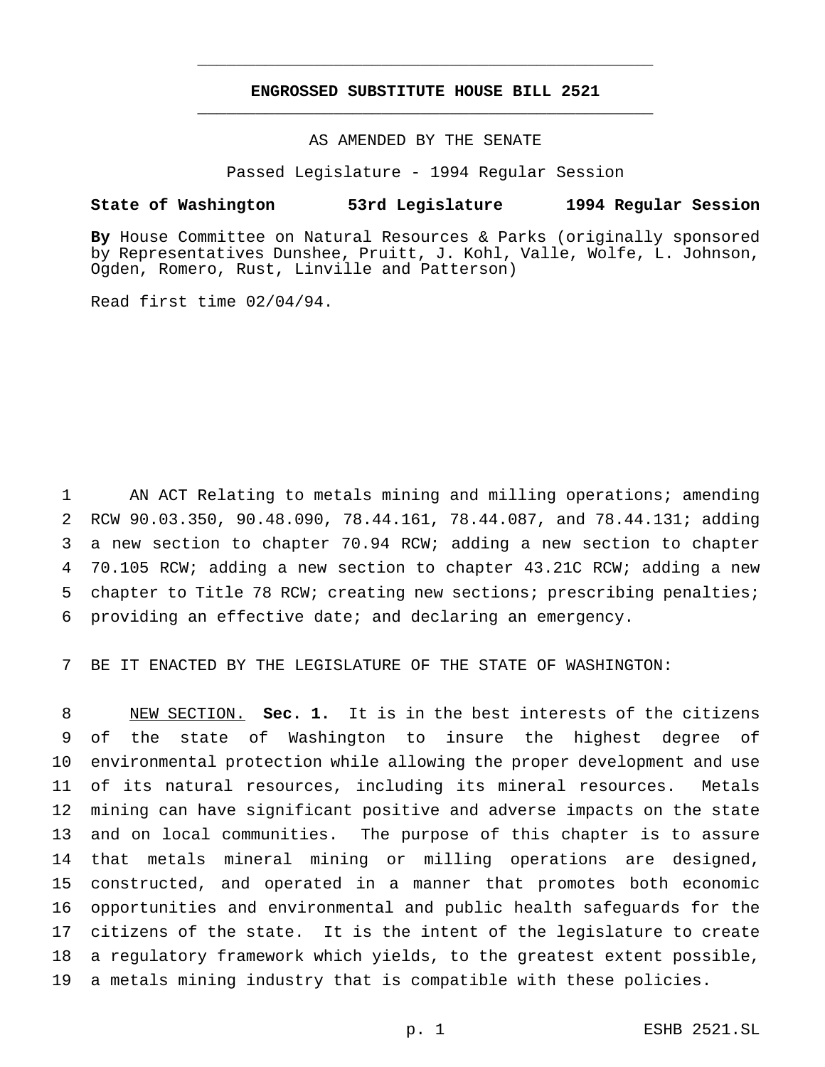# ENGROSSED SUBSTITUTE HOUSE BILL 2521

AS AMENDED BY THE SENATE

Passed Legislature - 1994 Regular Session

**State of Washington 53rd Legislature 1994 Regular Session**

**By** House Committee on Natural Resources & Parks (originally sponsored by Representatives Dunshee, Pruitt, J. Kohl, Valle, Wolfe, L. Johnson, Ogden, Romero, Rust, Linville and Patterson)

Read first time 02/04/94.

AN ACT Relating to metals mining and milling operations; amending RCW 90.03.350, 90.48.090, 78.44.161, 78.44.087, and 78.44.131; adding a new section to chapter 70.94 RCW; adding a new section to chapter 70.105 RCW; adding a new section to chapter 43.21C RCW; adding a new chapter to Title 78 RCW; creating new sections; prescribing penalties; providing an effective date; and declaring an emergency.

BE IT ENACTED BY THE LEGISLATURE OF THE STATE OF WASHINGTON:

NEW SECTION. **Sec. 1.** It is in the best interests of the citizens of the state of Washington to insure the highest degree of environmental protection while allowing the proper development and use of its natural resources, including its mineral resources. Metals mining can have significant positive and adverse impacts on the state and on local communities. The purpose of this chapter is to assure that metals mineral mining or milling operations are designed, constructed, and operated in a manner that promotes both economic opportunities and environmental and public health safeguards for the citizens of the state. It is the intent of the legislature to create a regulatory framework which yields, to the greatest extent possible, a metals mining industry that is compatible with these policies.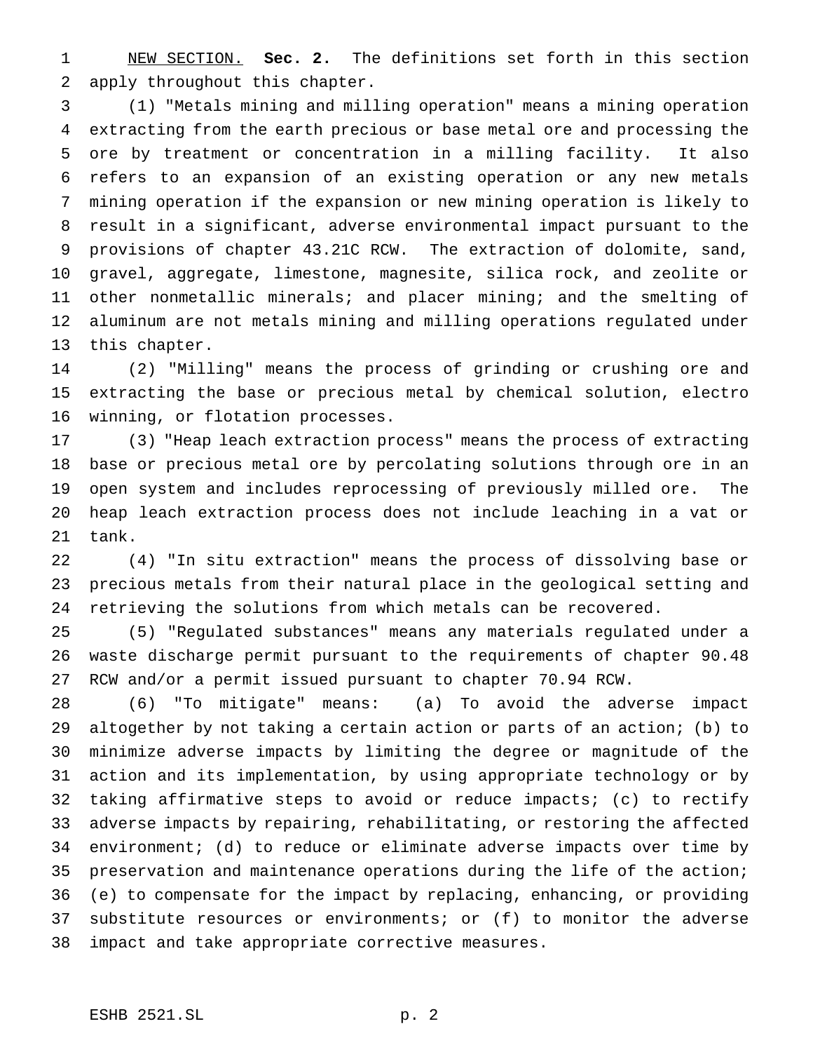NEW SECTION. **Sec. 2.** The definitions set forth in this section apply throughout this chapter.

(1) "Metals mining and milling operation" means a mining operation extracting from the earth precious or base metal ore and processing the ore by treatment or concentration in a milling facility. It also refers to an expansion of an existing operation or any new metals mining operation if the expansion or new mining operation is likely to result in a significant, adverse environmental impact pursuant to the provisions of chapter 43.21C RCW. The extraction of dolomite, sand, gravel, aggregate, limestone, magnesite, silica rock, and zeolite or other nonmetallic minerals; and placer mining; and the smelting of aluminum are not metals mining and milling operations regulated under this chapter.

(2) "Milling" means the process of grinding or crushing ore and extracting the base or precious metal by chemical solution, electro winning, or flotation processes.

(3) "Heap leach extraction process" means the process of extracting base or precious metal ore by percolating solutions through ore in an open system and includes reprocessing of previously milled ore. The heap leach extraction process does not include leaching in a vat or tank.

(4) "In situ extraction" means the process of dissolving base or precious metals from their natural place in the geological setting and retrieving the solutions from which metals can be recovered.

(5) "Regulated substances" means any materials regulated under a waste discharge permit pursuant to the requirements of chapter 90.48 RCW and/or a permit issued pursuant to chapter 70.94 RCW.

(6) "To mitigate" means: (a) To avoid the adverse impact altogether by not taking a certain action or parts of an action; (b) to minimize adverse impacts by limiting the degree or magnitude of the action and its implementation, by using appropriate technology or by taking affirmative steps to avoid or reduce impacts; (c) to rectify adverse impacts by repairing, rehabilitating, or restoring the affected environment; (d) to reduce or eliminate adverse impacts over time by preservation and maintenance operations during the life of the action; (e) to compensate for the impact by replacing, enhancing, or providing substitute resources or environments; or (f) to monitor the adverse impact and take appropriate corrective measures.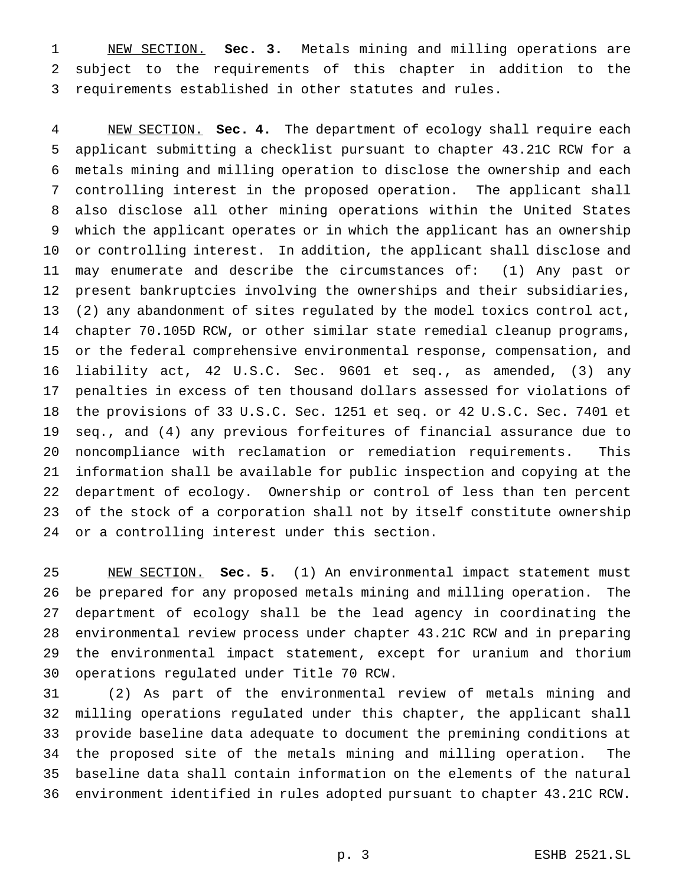NEW SECTION. **Sec. 3.** Metals mining and milling operations are subject to the requirements of this chapter in addition to the requirements established in other statutes and rules.

NEW SECTION. **Sec. 4.** The department of ecology shall require each applicant submitting a checklist pursuant to chapter 43.21C RCW for a metals mining and milling operation to disclose the ownership and each controlling interest in the proposed operation. The applicant shall also disclose all other mining operations within the United States which the applicant operates or in which the applicant has an ownership or controlling interest. In addition, the applicant shall disclose and may enumerate and describe the circumstances of: (1) Any past or present bankruptcies involving the ownerships and their subsidiaries, (2) any abandonment of sites regulated by the model toxics control act, chapter 70.105D RCW, or other similar state remedial cleanup programs, or the federal comprehensive environmental response, compensation, and liability act, 42 U.S.C. Sec. 9601 et seq., as amended, (3) any penalties in excess of ten thousand dollars assessed for violations of the provisions of 33 U.S.C. Sec. 1251 et seq. or 42 U.S.C. Sec. 7401 et seq., and (4) any previous forfeitures of financial assurance due to noncompliance with reclamation or remediation requirements. This information shall be available for public inspection and copying at the department of ecology. Ownership or control of less than ten percent of the stock of a corporation shall not by itself constitute ownership or a controlling interest under this section.

NEW SECTION. **Sec. 5.** (1) An environmental impact statement must be prepared for any proposed metals mining and milling operation. The department of ecology shall be the lead agency in coordinating the environmental review process under chapter 43.21C RCW and in preparing the environmental impact statement, except for uranium and thorium operations regulated under Title 70 RCW.

(2) As part of the environmental review of metals mining and milling operations regulated under this chapter, the applicant shall provide baseline data adequate to document the premining conditions at the proposed site of the metals mining and milling operation. The baseline data shall contain information on the elements of the natural environment identified in rules adopted pursuant to chapter 43.21C RCW.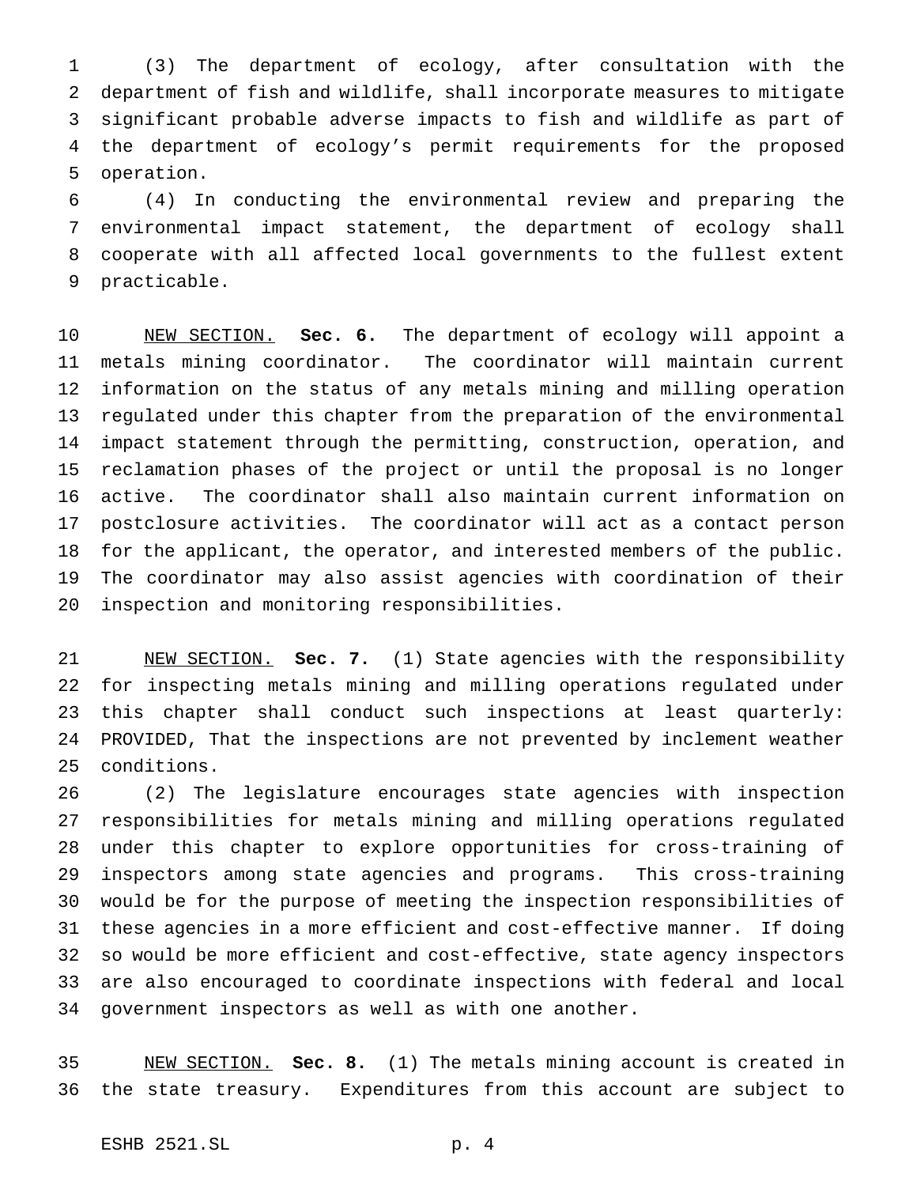(3) The department of ecology, after consultation with the department of fish and wildlife, shall incorporate measures to mitigate significant probable adverse impacts to fish and wildlife as part of the department of ecology's permit requirements for the proposed operation.

(4) In conducting the environmental review and preparing the environmental impact statement, the department of ecology shall cooperate with all affected local governments to the fullest extent practicable.

NEW SECTION. **Sec. 6.** The department of ecology will appoint a metals mining coordinator. The coordinator will maintain current information on the status of any metals mining and milling operation regulated under this chapter from the preparation of the environmental impact statement through the permitting, construction, operation, and reclamation phases of the project or until the proposal is no longer active. The coordinator shall also maintain current information on postclosure activities. The coordinator will act as a contact person for the applicant, the operator, and interested members of the public. The coordinator may also assist agencies with coordination of their inspection and monitoring responsibilities.

NEW SECTION. **Sec. 7.** (1) State agencies with the responsibility for inspecting metals mining and milling operations regulated under this chapter shall conduct such inspections at least quarterly: PROVIDED, That the inspections are not prevented by inclement weather conditions.

(2) The legislature encourages state agencies with inspection responsibilities for metals mining and milling operations regulated under this chapter to explore opportunities for cross-training of inspectors among state agencies and programs. This cross-training would be for the purpose of meeting the inspection responsibilities of these agencies in a more efficient and cost-effective manner. If doing so would be more efficient and cost-effective, state agency inspectors are also encouraged to coordinate inspections with federal and local government inspectors as well as with one another.

NEW SECTION. **Sec. 8.** (1) The metals mining account is created in the state treasury. Expenditures from this account are subject to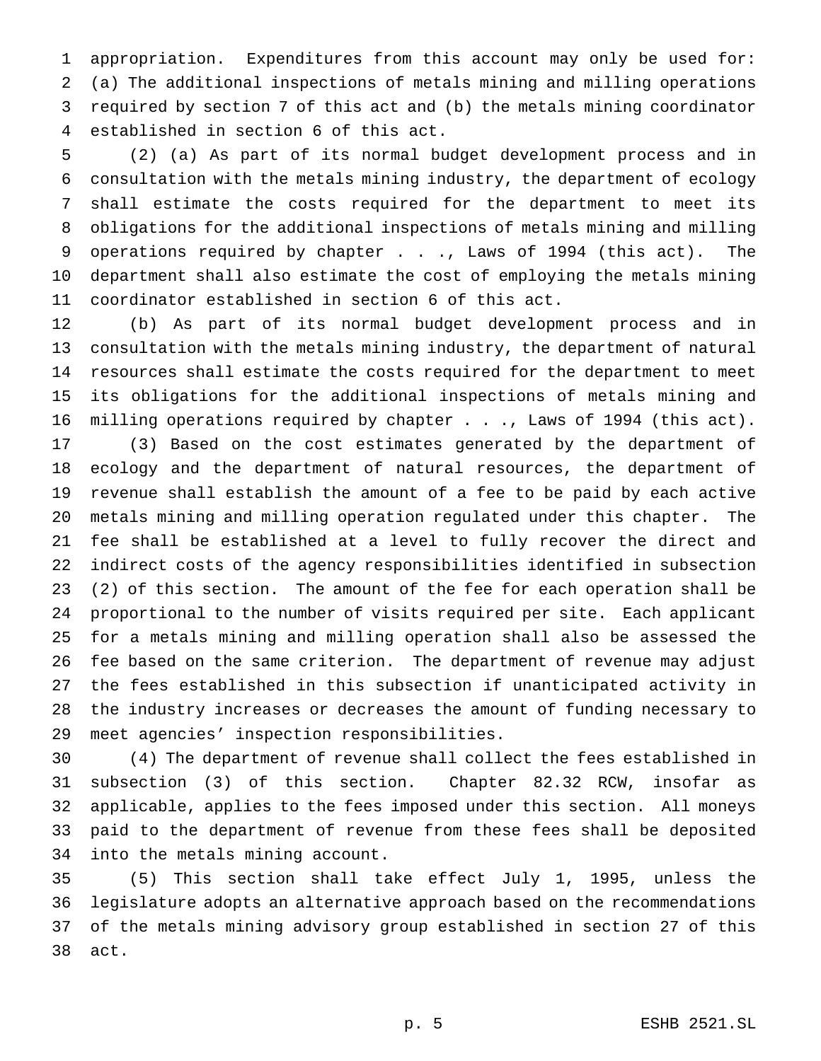appropriation. Expenditures from this account may only be used for: (a) The additional inspections of metals mining and milling operations required by section 7 of this act and (b) the metals mining coordinator established in section 6 of this act.

(2)(a) As part of its normal budget development process and in consultation with the metals mining industry, the department of ecology shall estimate the costs required for the department to meet its obligations for the additional inspections of metals mining and milling operations required by chapter . . ., Laws of 1994 (this act). The department shall also estimate the cost of employing the metals mining coordinator established in section 6 of this act.

(b) As part of its normal budget development process and in consultation with the metals mining industry, the department of natural resources shall estimate the costs required for the department to meet its obligations for the additional inspections of metals mining and milling operations required by chapter . . ., Laws of 1994 (this act).

(3) Based on the cost estimates generated by the department of ecology and the department of natural resources, the department of revenue shall establish the amount of a fee to be paid by each active metals mining and milling operation regulated under this chapter. The fee shall be established at a level to fully recover the direct and indirect costs of the agency responsibilities identified in subsection (2) of this section. The amount of the fee for each operation shall be proportional to the number of visits required per site. Each applicant for a metals mining and milling operation shall also be assessed the fee based on the same criterion. The department of revenue may adjust the fees established in this subsection if unanticipated activity in the industry increases or decreases the amount of funding necessary to meet agencies' inspection responsibilities.

(4) The department of revenue shall collect the fees established in subsection (3) of this section. Chapter 82.32 RCW, insofar as applicable, applies to the fees imposed under this section. All moneys paid to the department of revenue from these fees shall be deposited into the metals mining account.

(5) This section shall take effect July 1, 1995, unless the legislature adopts an alternative approach based on the recommendations of the metals mining advisory group established in section 27 of this act.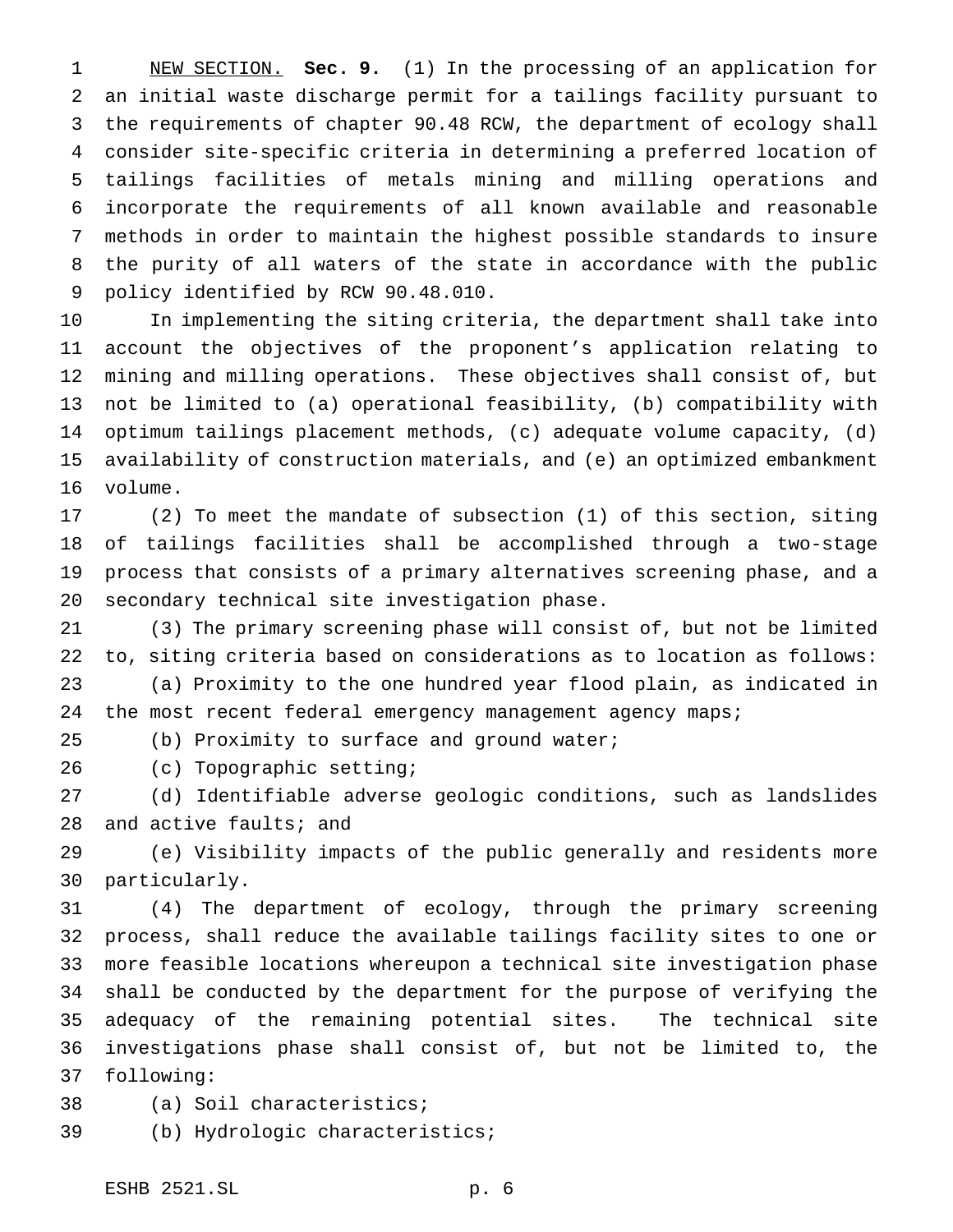NEW SECTION. **Sec. 9.** (1) In the processing of an application for an initial waste discharge permit for a tailings facility pursuant to the requirements of chapter 90.48 RCW, the department of ecology shall consider site-specific criteria in determining a preferred location of tailings facilities of metals mining and milling operations and incorporate the requirements of all known available and reasonable methods in order to maintain the highest possible standards to insure the purity of all waters of the state in accordance with the public policy identified by RCW 90.48.010.

In implementing the siting criteria, the department shall take into account the objectives of the proponent's application relating to mining and milling operations. These objectives shall consist of, but not be limited to (a) operational feasibility, (b) compatibility with optimum tailings placement methods, (c) adequate volume capacity, (d) availability of construction materials, and (e) an optimized embankment volume.

(2) To meet the mandate of subsection (1) of this section, siting of tailings facilities shall be accomplished through a two-stage process that consists of a primary alternatives screening phase, and a secondary technical site investigation phase.

(3) The primary screening phase will consist of, but not be limited to, siting criteria based on considerations as to location as follows:

(a) Proximity to the one hundred year flood plain, as indicated in the most recent federal emergency management agency maps;

(b) Proximity to surface and ground water;

(c) Topographic setting;

(d) Identifiable adverse geologic conditions, such as landslides and active faults; and

(e) Visibility impacts of the public generally and residents more particularly.

(4) The department of ecology, through the primary screening process, shall reduce the available tailings facility sites to one or more feasible locations whereupon a technical site investigation phase shall be conducted by the department for the purpose of verifying the adequacy of the remaining potential sites. The technical site investigations phase shall consist of, but not be limited to, the following:

(a) Soil characteristics;

(b) Hydrologic characteristics;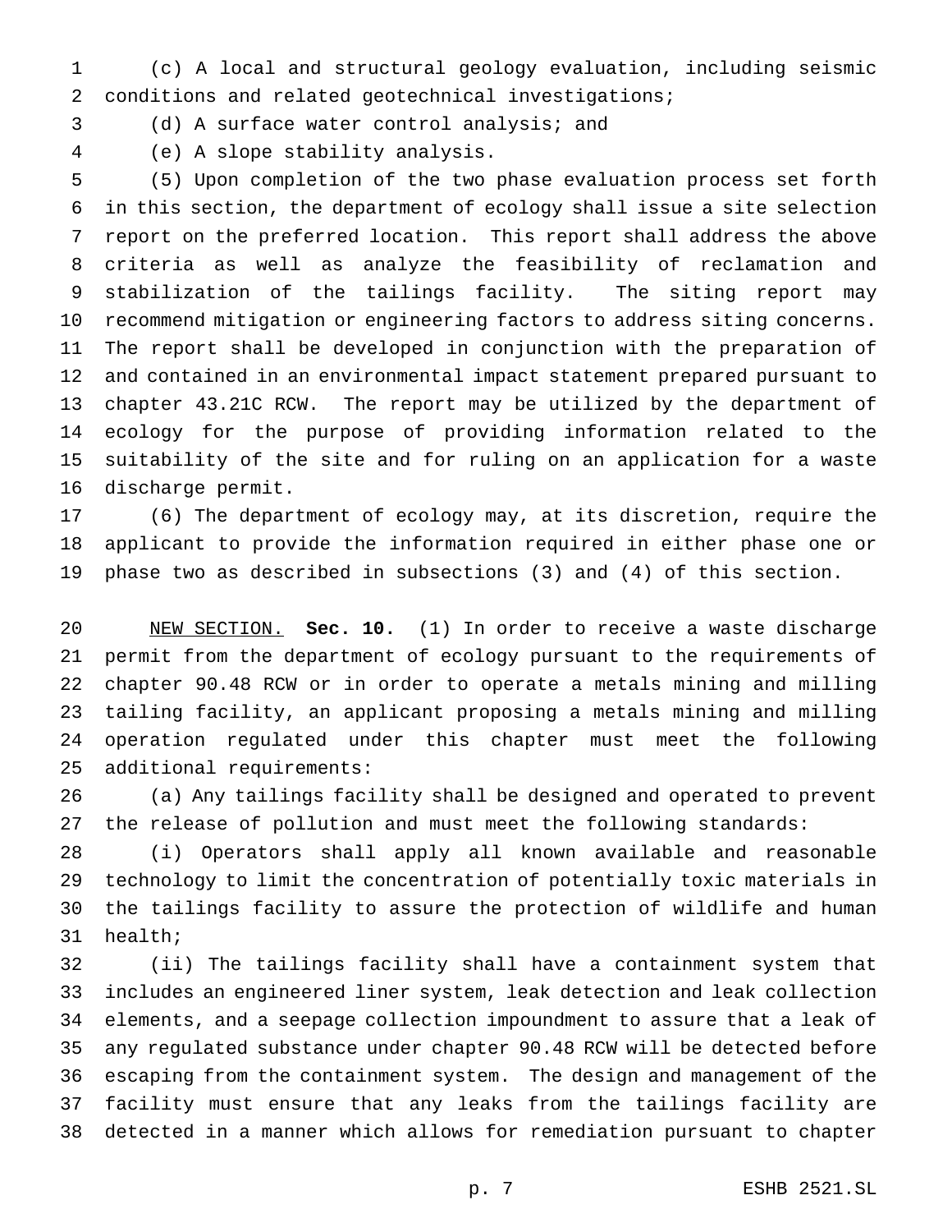(c) A local and structural geology evaluation, including seismic conditions and related geotechnical investigations;

(d) A surface water control analysis; and

(e) A slope stability analysis.

(5) Upon completion of the two phase evaluation process set forth in this section, the department of ecology shall issue a site selection report on the preferred location. This report shall address the above criteria as well as analyze the feasibility of reclamation and stabilization of the tailings facility. The siting report may recommend mitigation or engineering factors to address siting concerns. The report shall be developed in conjunction with the preparation of and contained in an environmental impact statement prepared pursuant to chapter 43.21C RCW. The report may be utilized by the department of ecology for the purpose of providing information related to the suitability of the site and for ruling on an application for a waste discharge permit.

(6) The department of ecology may, at its discretion, require the applicant to provide the information required in either phase one or phase two as described in subsections (3) and (4) of this section.

NEW SECTION. **Sec. 10.** (1) In order to receive a waste discharge permit from the department of ecology pursuant to the requirements of chapter 90.48 RCW or in order to operate a metals mining and milling tailing facility, an applicant proposing a metals mining and milling operation regulated under this chapter must meet the following additional requirements:

(a) Any tailings facility shall be designed and operated to prevent the release of pollution and must meet the following standards:

(i) Operators shall apply all known available and reasonable technology to limit the concentration of potentially toxic materials in the tailings facility to assure the protection of wildlife and human health;

(ii) The tailings facility shall have a containment system that includes an engineered liner system, leak detection and leak collection elements, and a seepage collection impoundment to assure that a leak of any regulated substance under chapter 90.48 RCW will be detected before escaping from the containment system. The design and management of the facility must ensure that any leaks from the tailings facility are detected in a manner which allows for remediation pursuant to chapter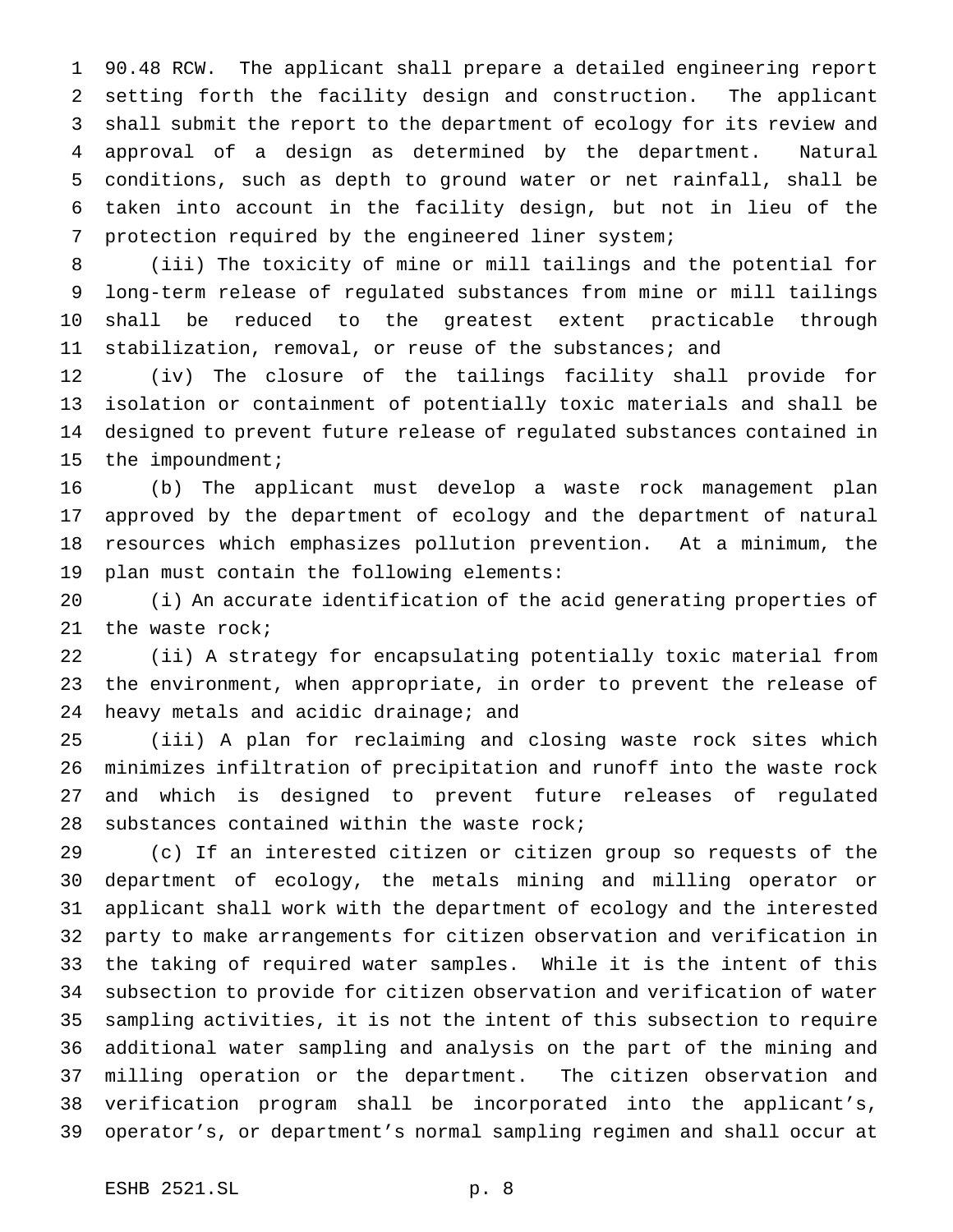90.48 RCW. The applicant shall prepare a detailed engineering report setting forth the facility design and construction. The applicant shall submit the report to the department of ecology for its review and approval of a design as determined by the department. Natural conditions, such as depth to ground water or net rainfall, shall be taken into account in the facility design, but not in lieu of the protection required by the engineered liner system;

(iii) The toxicity of mine or mill tailings and the potential for long-term release of regulated substances from mine or mill tailings shall be reduced to the greatest extent practicable through stabilization, removal, or reuse of the substances; and

(iv) The closure of the tailings facility shall provide for isolation or containment of potentially toxic materials and shall be designed to prevent future release of regulated substances contained in the impoundment;

(b) The applicant must develop a waste rock management plan approved by the department of ecology and the department of natural resources which emphasizes pollution prevention. At a minimum, the plan must contain the following elements:

(i) An accurate identification of the acid generating properties of the waste rock;

(ii) A strategy for encapsulating potentially toxic material from the environment, when appropriate, in order to prevent the release of heavy metals and acidic drainage; and

(iii) A plan for reclaiming and closing waste rock sites which minimizes infiltration of precipitation and runoff into the waste rock and which is designed to prevent future releases of regulated substances contained within the waste rock;

(c) If an interested citizen or citizen group so requests of the department of ecology, the metals mining and milling operator or applicant shall work with the department of ecology and the interested party to make arrangements for citizen observation and verification in the taking of required water samples. While it is the intent of this subsection to provide for citizen observation and verification of water sampling activities, it is not the intent of this subsection to require additional water sampling and analysis on the part of the mining and milling operation or the department. The citizen observation and verification program shall be incorporated into the applicant's, operator's, or department's normal sampling regimen and shall occur at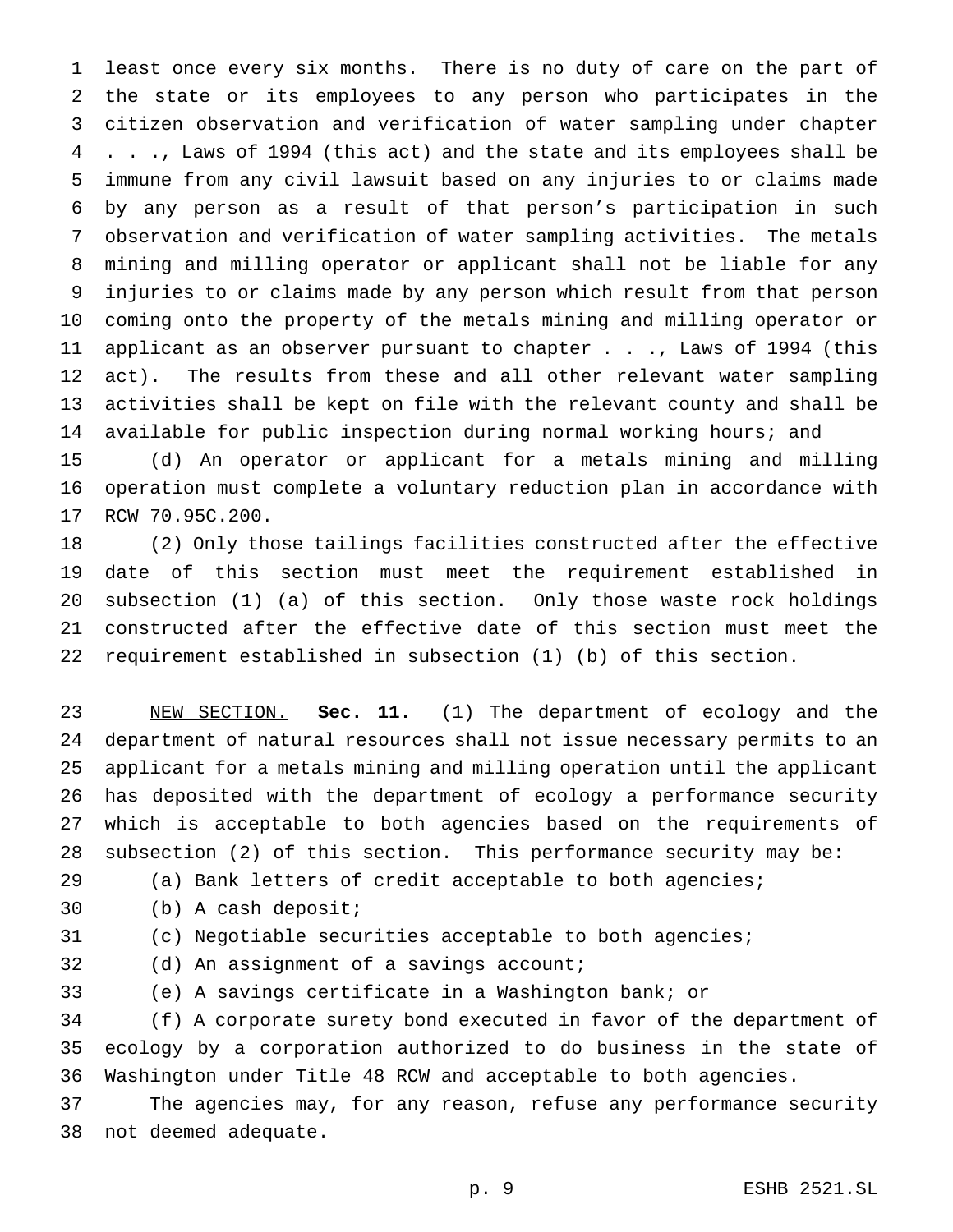least once every six months. There is no duty of care on the part of the state or its employees to any person who participates in the citizen observation and verification of water sampling under chapter . . ., Laws of 1994 (this act) and the state and its employees shall be immune from any civil lawsuit based on any injuries to or claims made by any person as a result of that person's participation in such observation and verification of water sampling activities. The metals mining and milling operator or applicant shall not be liable for any injuries to or claims made by any person which result from that person coming onto the property of the metals mining and milling operator or applicant as an observer pursuant to chapter . . ., Laws of 1994 (this act). The results from these and all other relevant water sampling activities shall be kept on file with the relevant county and shall be available for public inspection during normal working hours; and

(d) An operator or applicant for a metals mining and milling operation must complete a voluntary reduction plan in accordance with RCW 70.95C.200.

(2) Only those tailings facilities constructed after the effective date of this section must meet the requirement established in subsection (1) (a) of this section. Only those waste rock holdings constructed after the effective date of this section must meet the requirement established in subsection (1) (b) of this section.

NEW SECTION. **Sec. 11.** (1) The department of ecology and the department of natural resources shall not issue necessary permits to an applicant for a metals mining and milling operation until the applicant has deposited with the department of ecology a performance security which is acceptable to both agencies based on the requirements of subsection (2) of this section. This performance security may be:

(a) Bank letters of credit acceptable to both agencies;

(b) A cash deposit;

(c) Negotiable securities acceptable to both agencies;

(d) An assignment of a savings account;

(e) A savings certificate in a Washington bank; or

(f) A corporate surety bond executed in favor of the department of ecology by a corporation authorized to do business in the state of Washington under Title 48 RCW and acceptable to both agencies.

The agencies may, for any reason, refuse any performance security not deemed adequate.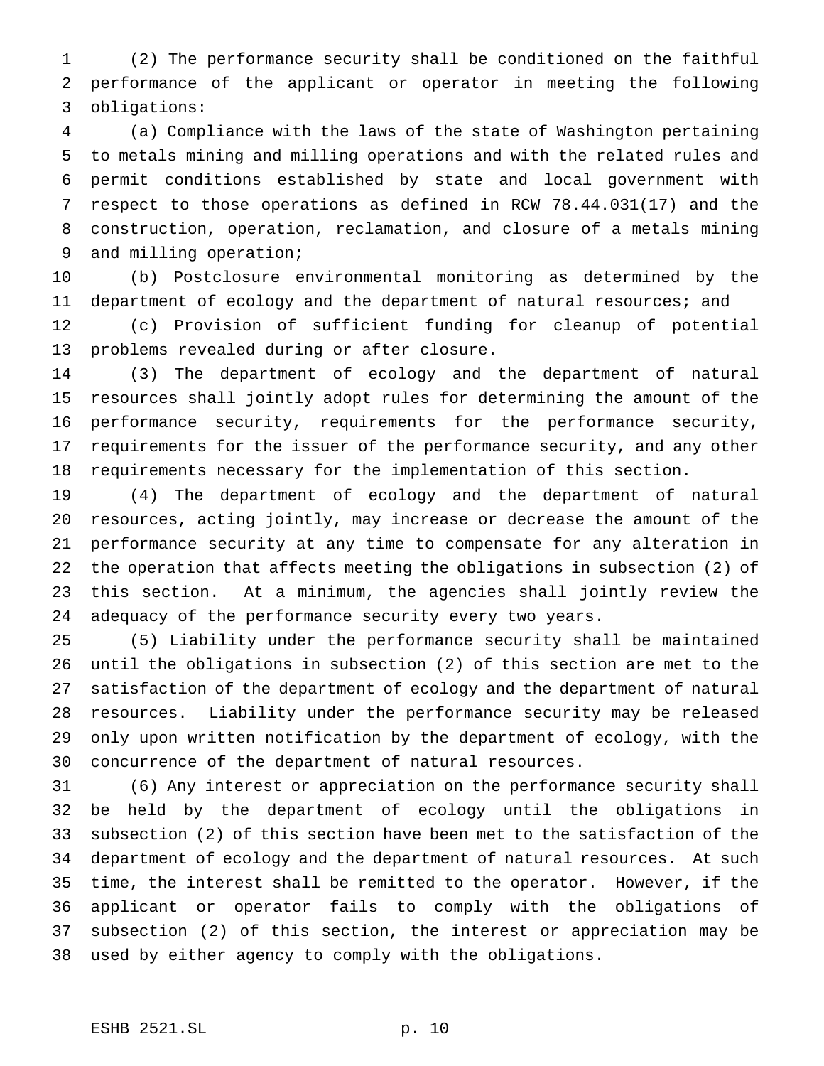(2) The performance security shall be conditioned on the faithful performance of the applicant or operator in meeting the following obligations:

(a) Compliance with the laws of the state of Washington pertaining to metals mining and milling operations and with the related rules and permit conditions established by state and local government with respect to those operations as defined in RCW 78.44.031(17) and the construction, operation, reclamation, and closure of a metals mining and milling operation;

(b) Postclosure environmental monitoring as determined by the department of ecology and the department of natural resources; and

(c) Provision of sufficient funding for cleanup of potential problems revealed during or after closure.

(3) The department of ecology and the department of natural resources shall jointly adopt rules for determining the amount of the performance security, requirements for the performance security, requirements for the issuer of the performance security, and any other requirements necessary for the implementation of this section.

(4) The department of ecology and the department of natural resources, acting jointly, may increase or decrease the amount of the performance security at any time to compensate for any alteration in the operation that affects meeting the obligations in subsection (2) of this section. At a minimum, the agencies shall jointly review the adequacy of the performance security every two years.

(5) Liability under the performance security shall be maintained until the obligations in subsection (2) of this section are met to the satisfaction of the department of ecology and the department of natural resources. Liability under the performance security may be released only upon written notification by the department of ecology, with the concurrence of the department of natural resources.

(6) Any interest or appreciation on the performance security shall be held by the department of ecology until the obligations in subsection (2) of this section have been met to the satisfaction of the department of ecology and the department of natural resources. At such time, the interest shall be remitted to the operator. However, if the applicant or operator fails to comply with the obligations of subsection (2) of this section, the interest or appreciation may be used by either agency to comply with the obligations.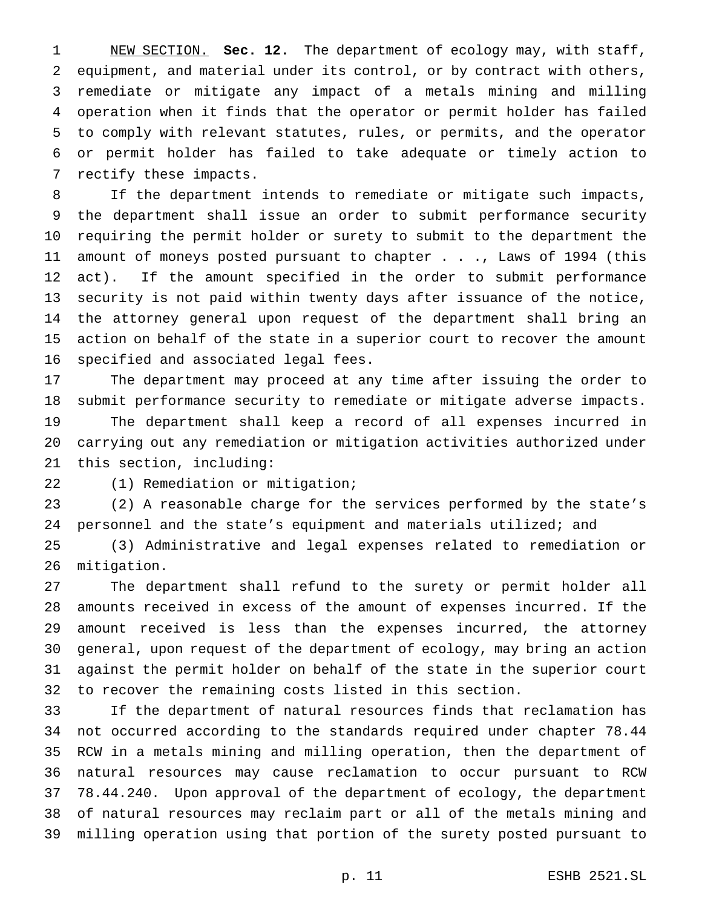NEW SECTION. **Sec. 12.** The department of ecology may, with staff, equipment, and material under its control, or by contract with others, remediate or mitigate any impact of a metals mining and milling operation when it finds that the operator or permit holder has failed to comply with relevant statutes, rules, or permits, and the operator or permit holder has failed to take adequate or timely action to rectify these impacts.

If the department intends to remediate or mitigate such impacts, the department shall issue an order to submit performance security requiring the permit holder or surety to submit to the department the amount of moneys posted pursuant to chapter . . ., Laws of 1994 (this act). If the amount specified in the order to submit performance security is not paid within twenty days after issuance of the notice, the attorney general upon request of the department shall bring an action on behalf of the state in a superior court to recover the amount specified and associated legal fees.

The department may proceed at any time after issuing the order to submit performance security to remediate or mitigate adverse impacts.

The department shall keep a record of all expenses incurred in carrying out any remediation or mitigation activities authorized under this section, including:

(1) Remediation or mitigation;

(2) A reasonable charge for the services performed by the state's personnel and the state's equipment and materials utilized; and

(3) Administrative and legal expenses related to remediation or mitigation.

The department shall refund to the surety or permit holder all amounts received in excess of the amount of expenses incurred. If the amount received is less than the expenses incurred, the attorney general, upon request of the department of ecology, may bring an action against the permit holder on behalf of the state in the superior court to recover the remaining costs listed in this section.

If the department of natural resources finds that reclamation has not occurred according to the standards required under chapter 78.44 RCW in a metals mining and milling operation, then the department of natural resources may cause reclamation to occur pursuant to RCW 78.44.240. Upon approval of the department of ecology, the department of natural resources may reclaim part or all of the metals mining and milling operation using that portion of the surety posted pursuant to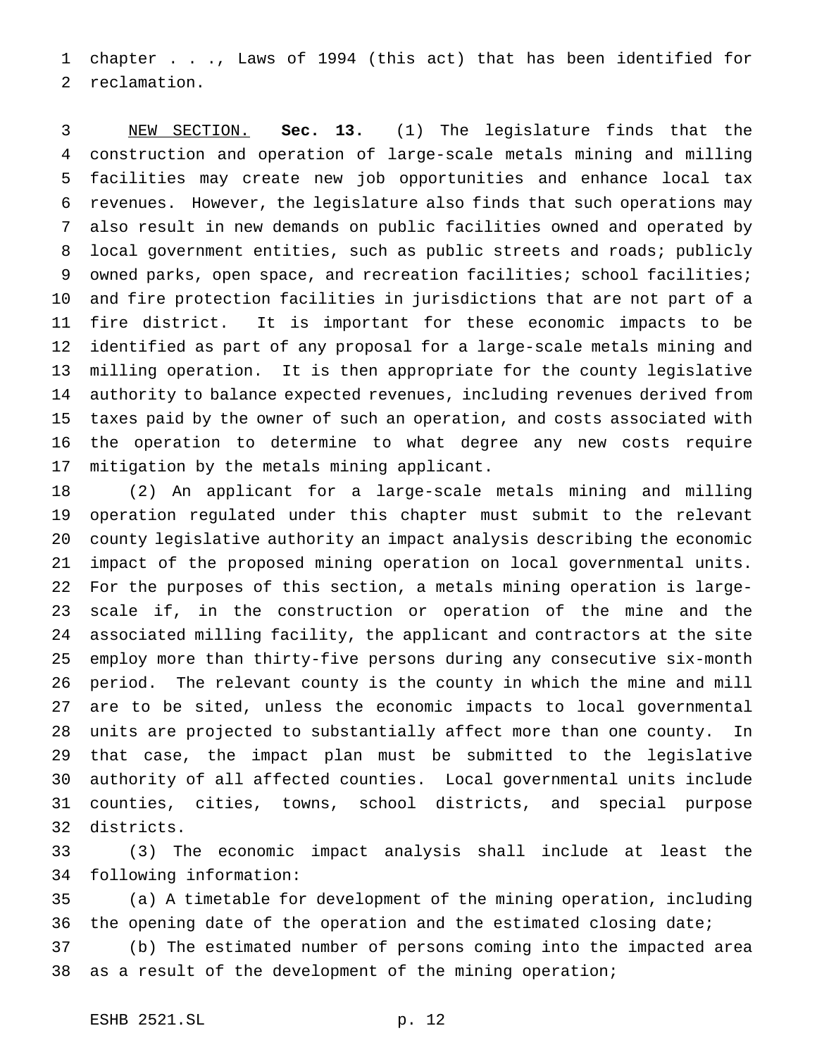chapter . . ., Laws of 1994 (this act) that has been identified for reclamation.

NEW SECTION. **Sec. 13.** (1) The legislature finds that the construction and operation of large-scale metals mining and milling facilities may create new job opportunities and enhance local tax revenues. However, the legislature also finds that such operations may also result in new demands on public facilities owned and operated by local government entities, such as public streets and roads; publicly owned parks, open space, and recreation facilities; school facilities; and fire protection facilities in jurisdictions that are not part of a fire district. It is important for these economic impacts to be identified as part of any proposal for a large-scale metals mining and milling operation. It is then appropriate for the county legislative authority to balance expected revenues, including revenues derived from taxes paid by the owner of such an operation, and costs associated with the operation to determine to what degree any new costs require mitigation by the metals mining applicant.

(2) An applicant for a large-scale metals mining and milling operation regulated under this chapter must submit to the relevant county legislative authority an impact analysis describing the economic impact of the proposed mining operation on local governmental units. For the purposes of this section, a metals mining operation is large-scale if, in the construction or operation of the mine and the associated milling facility, the applicant and contractors at the site employ more than thirty-five persons during any consecutive six-month period. The relevant county is the county in which the mine and mill are to be sited, unless the economic impacts to local governmental units are projected to substantially affect more than one county. In that case, the impact plan must be submitted to the legislative authority of all affected counties. Local governmental units include counties, cities, towns, school districts, and special purpose districts.

(3) The economic impact analysis shall include at least the following information:

(a) A timetable for development of the mining operation, including the opening date of the operation and the estimated closing date;

(b) The estimated number of persons coming into the impacted area as a result of the development of the mining operation;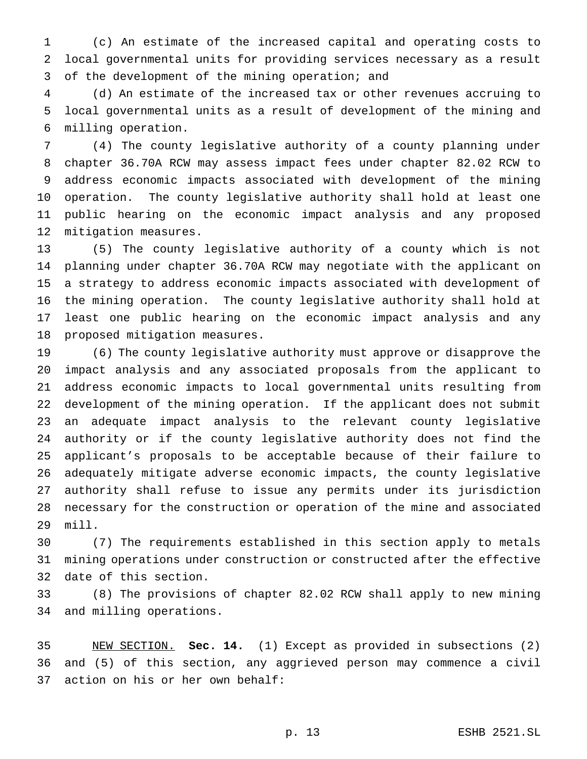(c) An estimate of the increased capital and operating costs to local governmental units for providing services necessary as a result of the development of the mining operation; and

(d) An estimate of the increased tax or other revenues accruing to local governmental units as a result of development of the mining and milling operation.

(4) The county legislative authority of a county planning under chapter 36.70A RCW may assess impact fees under chapter 82.02 RCW to address economic impacts associated with development of the mining operation. The county legislative authority shall hold at least one public hearing on the economic impact analysis and any proposed mitigation measures.

(5) The county legislative authority of a county which is not planning under chapter 36.70A RCW may negotiate with the applicant on a strategy to address economic impacts associated with development of the mining operation. The county legislative authority shall hold at least one public hearing on the economic impact analysis and any proposed mitigation measures.

(6) The county legislative authority must approve or disapprove the impact analysis and any associated proposals from the applicant to address economic impacts to local governmental units resulting from development of the mining operation. If the applicant does not submit an adequate impact analysis to the relevant county legislative authority or if the county legislative authority does not find the applicant's proposals to be acceptable because of their failure to adequately mitigate adverse economic impacts, the county legislative authority shall refuse to issue any permits under its jurisdiction necessary for the construction or operation of the mine and associated mill.

(7) The requirements established in this section apply to metals mining operations under construction or constructed after the effective date of this section.

(8) The provisions of chapter 82.02 RCW shall apply to new mining and milling operations.

NEW SECTION. **Sec. 14.** (1) Except as provided in subsections (2) and (5) of this section, any aggrieved person may commence a civil action on his or her own behalf: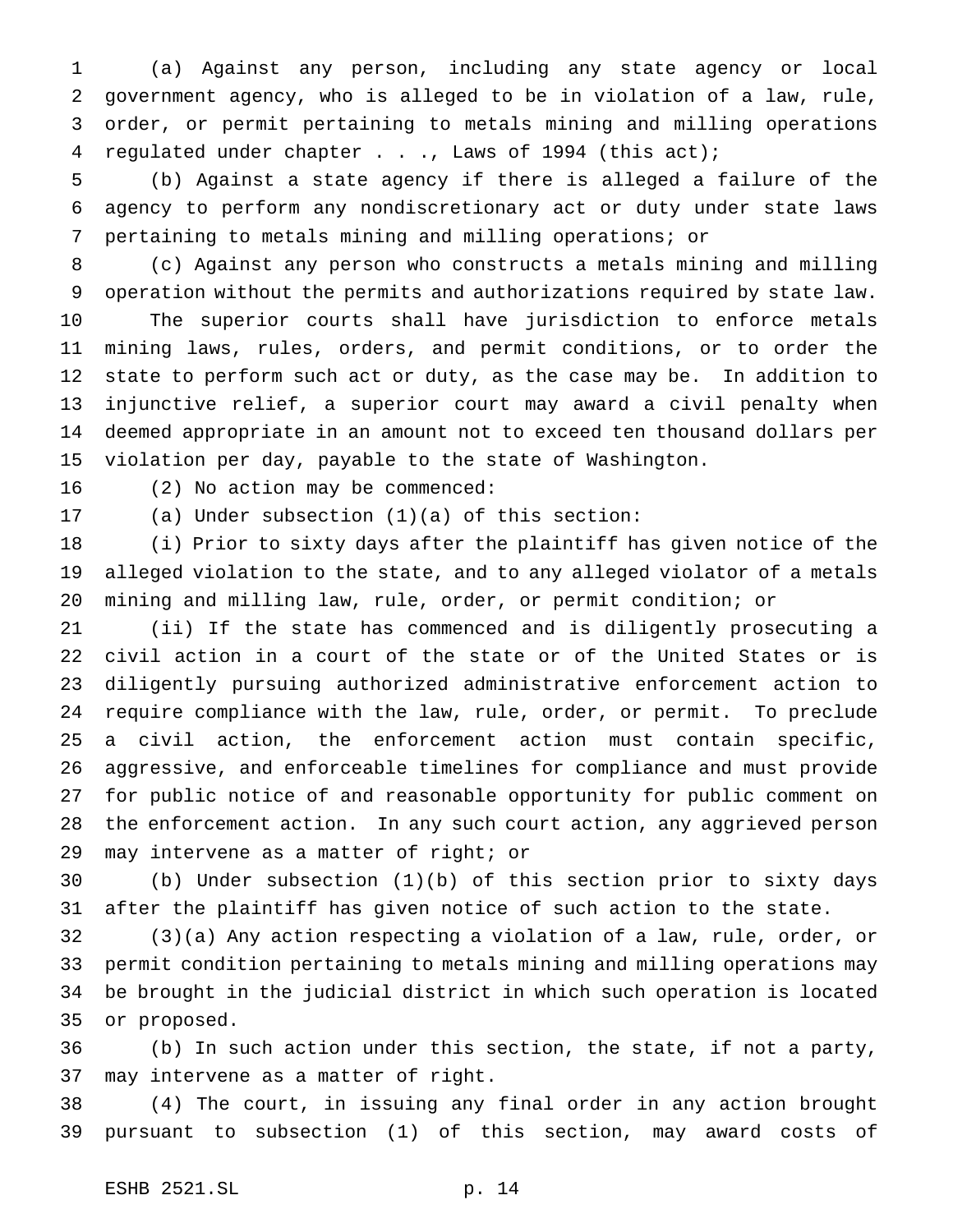(a) Against any person, including any state agency or local government agency, who is alleged to be in violation of a law, rule, order, or permit pertaining to metals mining and milling operations regulated under chapter . . ., Laws of 1994 (this act);

(b) Against a state agency if there is alleged a failure of the agency to perform any nondiscretionary act or duty under state laws pertaining to metals mining and milling operations; or

(c) Against any person who constructs a metals mining and milling operation without the permits and authorizations required by state law.

The superior courts shall have jurisdiction to enforce metals mining laws, rules, orders, and permit conditions, or to order the state to perform such act or duty, as the case may be. In addition to injunctive relief, a superior court may award a civil penalty when deemed appropriate in an amount not to exceed ten thousand dollars per violation per day, payable to the state of Washington.

(2) No action may be commenced:

(a) Under subsection (1)(a) of this section:

(i) Prior to sixty days after the plaintiff has given notice of the alleged violation to the state, and to any alleged violator of a metals mining and milling law, rule, order, or permit condition; or

(ii) If the state has commenced and is diligently prosecuting a civil action in a court of the state or of the United States or is diligently pursuing authorized administrative enforcement action to require compliance with the law, rule, order, or permit. To preclude a civil action, the enforcement action must contain specific, aggressive, and enforceable timelines for compliance and must provide for public notice of and reasonable opportunity for public comment on the enforcement action. In any such court action, any aggrieved person may intervene as a matter of right; or

(b) Under subsection (1)(b) of this section prior to sixty days after the plaintiff has given notice of such action to the state.

(3)(a) Any action respecting a violation of a law, rule, order, or permit condition pertaining to metals mining and milling operations may be brought in the judicial district in which such operation is located or proposed.

(b) In such action under this section, the state, if not a party, may intervene as a matter of right.

(4) The court, in issuing any final order in any action brought pursuant to subsection (1) of this section, may award costs of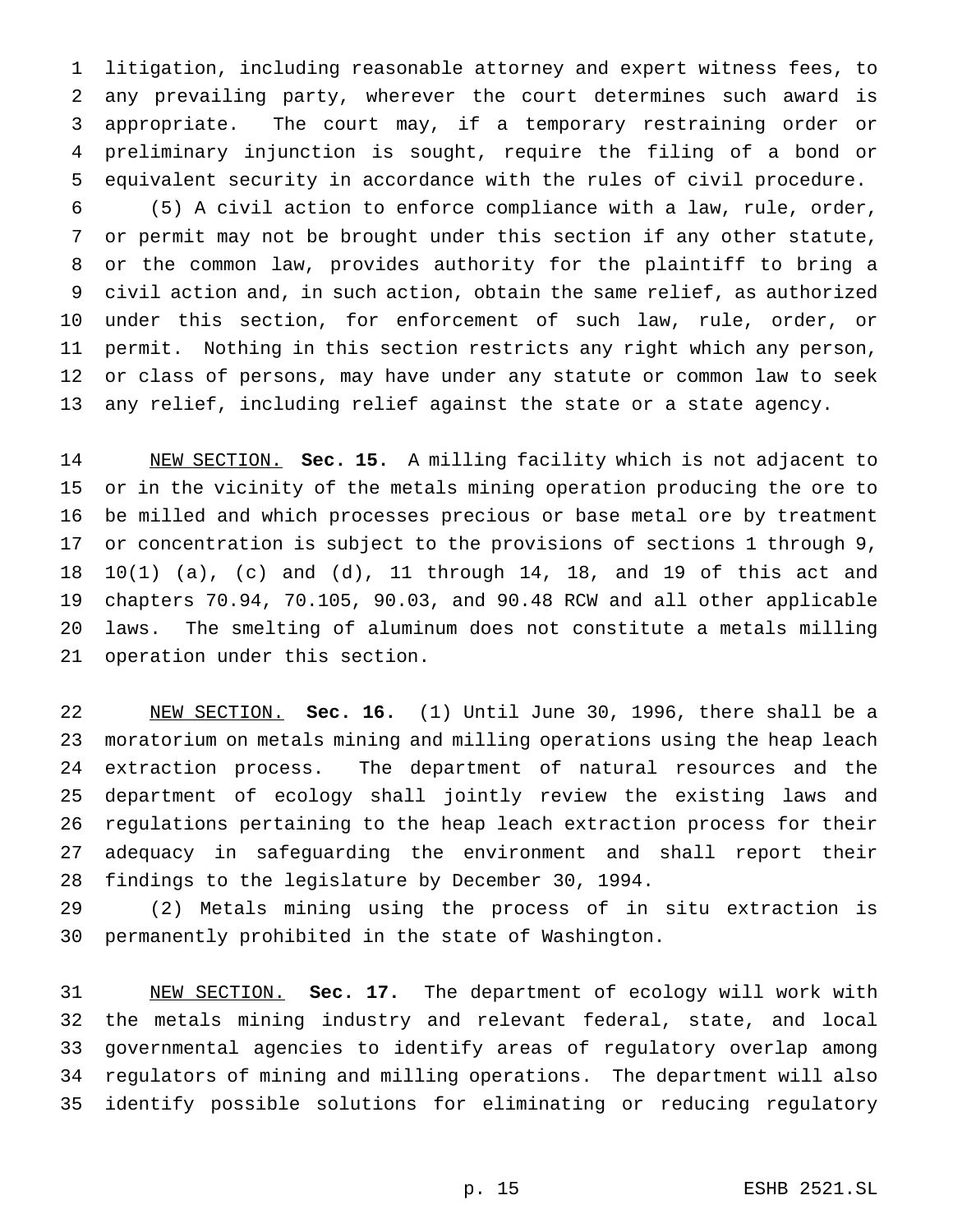litigation, including reasonable attorney and expert witness fees, to any prevailing party, wherever the court determines such award is appropriate. The court may, if a temporary restraining order or preliminary injunction is sought, require the filing of a bond or equivalent security in accordance with the rules of civil procedure.

(5) A civil action to enforce compliance with a law, rule, order, or permit may not be brought under this section if any other statute, or the common law, provides authority for the plaintiff to bring a civil action and, in such action, obtain the same relief, as authorized under this section, for enforcement of such law, rule, order, or permit. Nothing in this section restricts any right which any person, or class of persons, may have under any statute or common law to seek any relief, including relief against the state or a state agency.

NEW SECTION. **Sec. 15.** A milling facility which is not adjacent to or in the vicinity of the metals mining operation producing the ore to be milled and which processes precious or base metal ore by treatment or concentration is subject to the provisions of sections 1 through 9, 10(1) (a), (c) and (d), 11 through 14, 18, and 19 of this act and chapters 70.94, 70.105, 90.03, and 90.48 RCW and all other applicable laws. The smelting of aluminum does not constitute a metals milling operation under this section.

NEW SECTION. **Sec. 16.** (1) Until June 30, 1996, there shall be a moratorium on metals mining and milling operations using the heap leach extraction process. The department of natural resources and the department of ecology shall jointly review the existing laws and regulations pertaining to the heap leach extraction process for their adequacy in safeguarding the environment and shall report their findings to the legislature by December 30, 1994.

(2) Metals mining using the process of in situ extraction is permanently prohibited in the state of Washington.

NEW SECTION. **Sec. 17.** The department of ecology will work with the metals mining industry and relevant federal, state, and local governmental agencies to identify areas of regulatory overlap among regulators of mining and milling operations. The department will also identify possible solutions for eliminating or reducing regulatory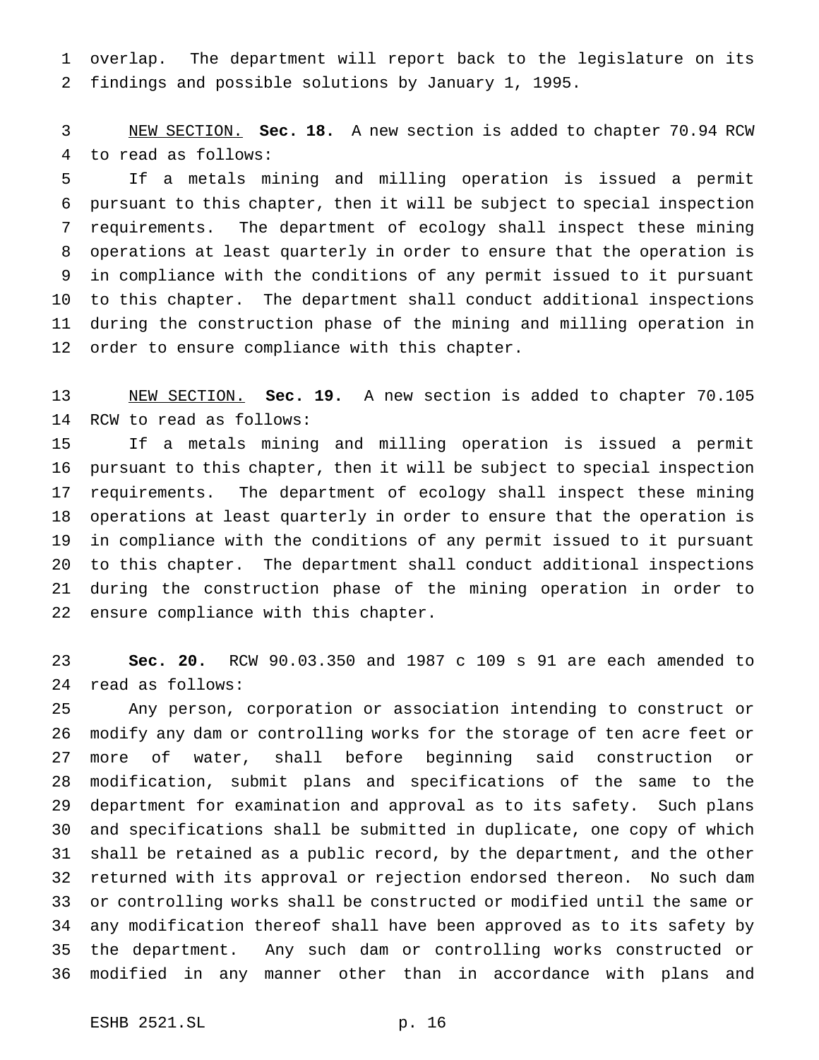overlap. The department will report back to the legislature on its findings and possible solutions by January 1, 1995.

NEW SECTION. **Sec. 18.** A new section is added to chapter 70.94 RCW to read as follows:

If a metals mining and milling operation is issued a permit pursuant to this chapter, then it will be subject to special inspection requirements. The department of ecology shall inspect these mining operations at least quarterly in order to ensure that the operation is in compliance with the conditions of any permit issued to it pursuant to this chapter. The department shall conduct additional inspections during the construction phase of the mining and milling operation in order to ensure compliance with this chapter.

NEW SECTION. **Sec. 19.** A new section is added to chapter 70.105 RCW to read as follows:

If a metals mining and milling operation is issued a permit pursuant to this chapter, then it will be subject to special inspection requirements. The department of ecology shall inspect these mining operations at least quarterly in order to ensure that the operation is in compliance with the conditions of any permit issued to it pursuant to this chapter. The department shall conduct additional inspections during the construction phase of the mining operation in order to ensure compliance with this chapter.

**Sec. 20.** RCW 90.03.350 and 1987 c 109 s 91 are each amended to read as follows:

Any person, corporation or association intending to construct or modify any dam or controlling works for the storage of ten acre feet or more of water, shall before beginning said construction or modification, submit plans and specifications of the same to the department for examination and approval as to its safety. Such plans and specifications shall be submitted in duplicate, one copy of which shall be retained as a public record, by the department, and the other returned with its approval or rejection endorsed thereon. No such dam or controlling works shall be constructed or modified until the same or any modification thereof shall have been approved as to its safety by the department. Any such dam or controlling works constructed or modified in any manner other than in accordance with plans and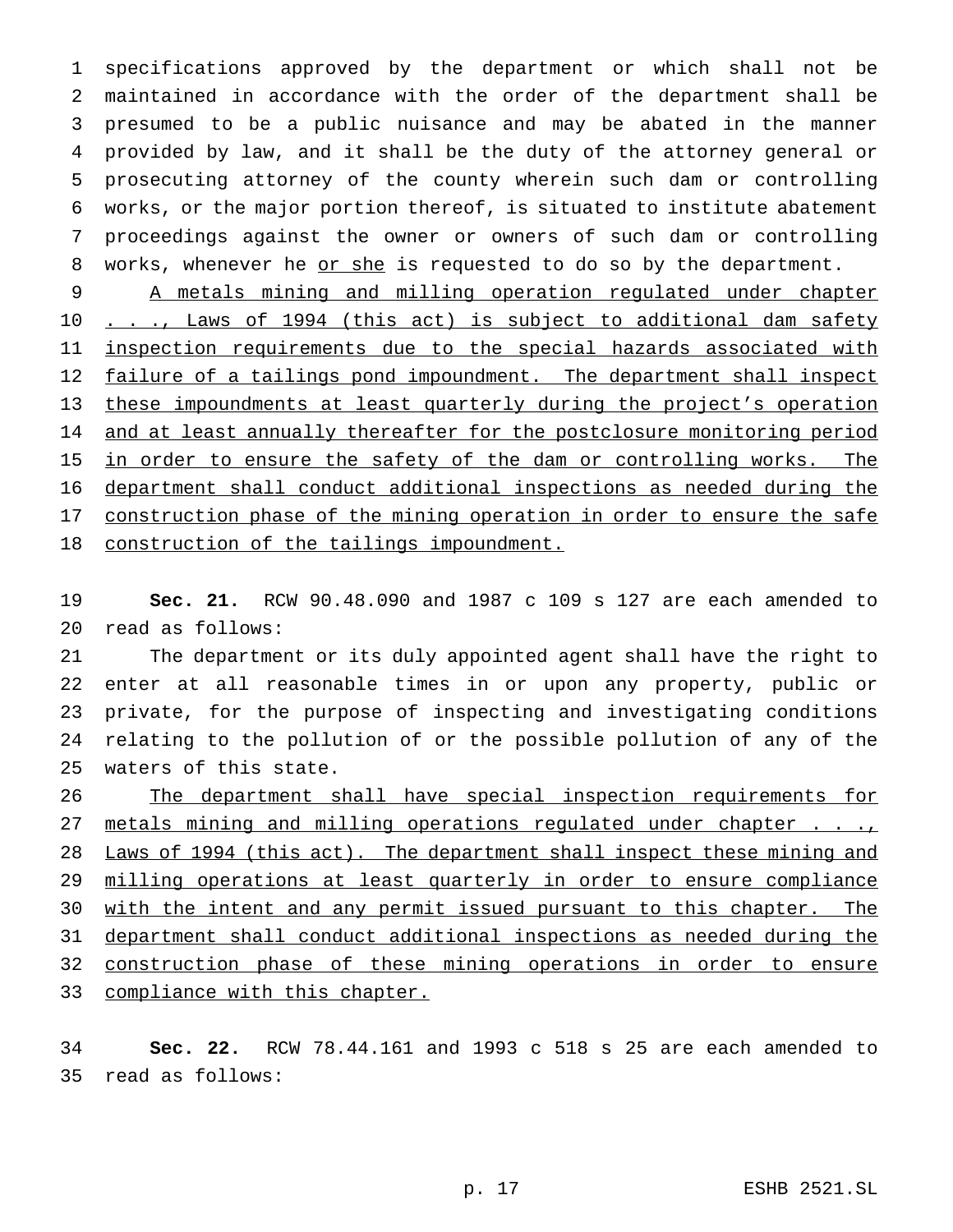specifications approved by the department or which shall not be maintained in accordance with the order of the department shall be presumed to be a public nuisance and may be abated in the manner provided by law, and it shall be the duty of the attorney general or prosecuting attorney of the county wherein such dam or controlling works, or the major portion thereof, is situated to institute abatement proceedings against the owner or owners of such dam or controlling works, whenever he <u>or she</u> is requested to do so by the department.

<u>A metals mining and milling operation regulated under chapter . . ., Laws of 1994 (this act) is subject to additional dam safety inspection requirements due to the special hazards associated with failure of a tailings pond impoundment. The department shall inspect these impoundments at least quarterly during the project's operation and at least annually thereafter for the postclosure monitoring period in order to ensure the safety of the dam or controlling works. The department shall conduct additional inspections as needed during the construction phase of the mining operation in order to ensure the safe construction of the tailings impoundment.</u>

**Sec. 21.** RCW 90.48.090 and 1987 c 109 s 127 are each amended to read as follows:

The department or its duly appointed agent shall have the right to enter at all reasonable times in or upon any property, public or private, for the purpose of inspecting and investigating conditions relating to the pollution of or the possible pollution of any of the waters of this state.

<u>The department shall have special inspection requirements for metals mining and milling operations regulated under chapter . . ., Laws of 1994 (this act). The department shall inspect these mining and milling operations at least quarterly in order to ensure compliance with the intent and any permit issued pursuant to this chapter. The department shall conduct additional inspections as needed during the construction phase of these mining operations in order to ensure compliance with this chapter.</u>

**Sec. 22.** RCW 78.44.161 and 1993 c 518 s 25 are each amended to read as follows: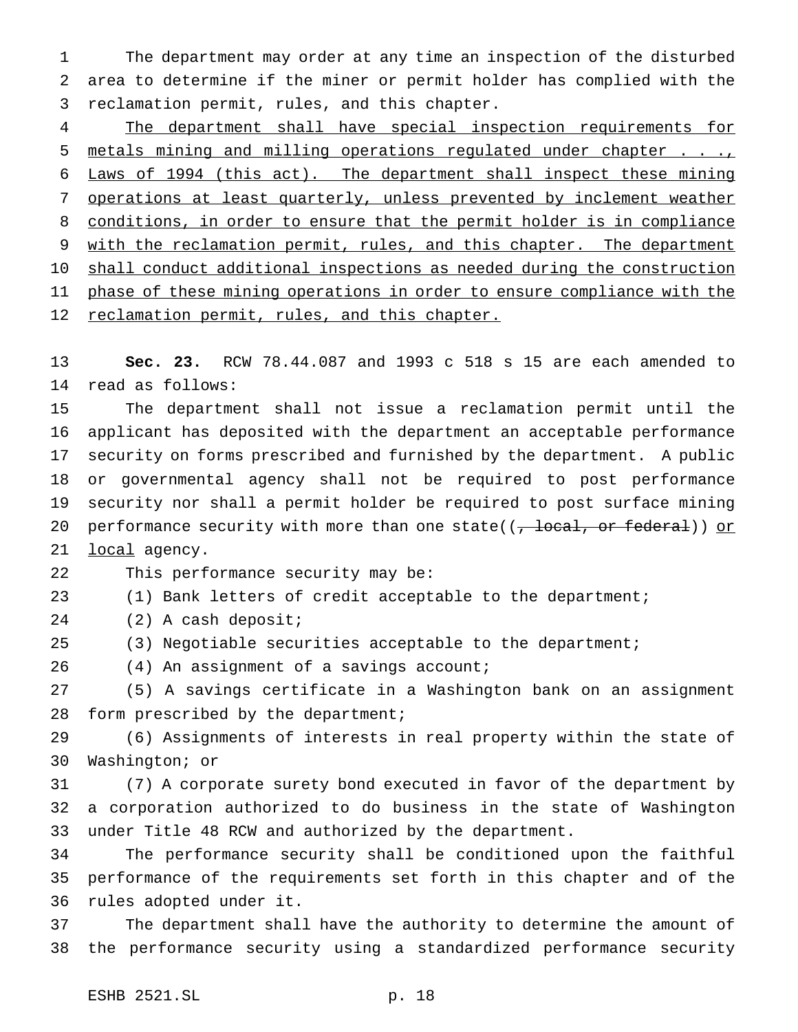The department may order at any time an inspection of the disturbed area to determine if the miner or permit holder has complied with the reclamation permit, rules, and this chapter.

<u>The department shall have special inspection requirements for metals mining and milling operations regulated under chapter . . ., Laws of 1994 (this act). The department shall inspect these mining operations at least quarterly, unless prevented by inclement weather conditions, in order to ensure that the permit holder is in compliance with the reclamation permit, rules, and this chapter. The department shall conduct additional inspections as needed during the construction phase of these mining operations in order to ensure compliance with the reclamation permit, rules, and this chapter.</u>

**Sec. 23.** RCW 78.44.087 and 1993 c 518 s 15 are each amended to read as follows:

The department shall not issue a reclamation permit until the applicant has deposited with the department an acceptable performance security on forms prescribed and furnished by the department. A public or governmental agency shall not be required to post performance security nor shall a permit holder be required to post surface mining performance security with more than one state((~~, local, or federal~~)) <u>or local</u> agency.

This performance security may be:

(1) Bank letters of credit acceptable to the department;

(2) A cash deposit;

(3) Negotiable securities acceptable to the department;

(4) An assignment of a savings account;

(5) A savings certificate in a Washington bank on an assignment form prescribed by the department;

(6) Assignments of interests in real property within the state of Washington; or

(7) A corporate surety bond executed in favor of the department by a corporation authorized to do business in the state of Washington under Title 48 RCW and authorized by the department.

The performance security shall be conditioned upon the faithful performance of the requirements set forth in this chapter and of the rules adopted under it.

The department shall have the authority to determine the amount of the performance security using a standardized performance security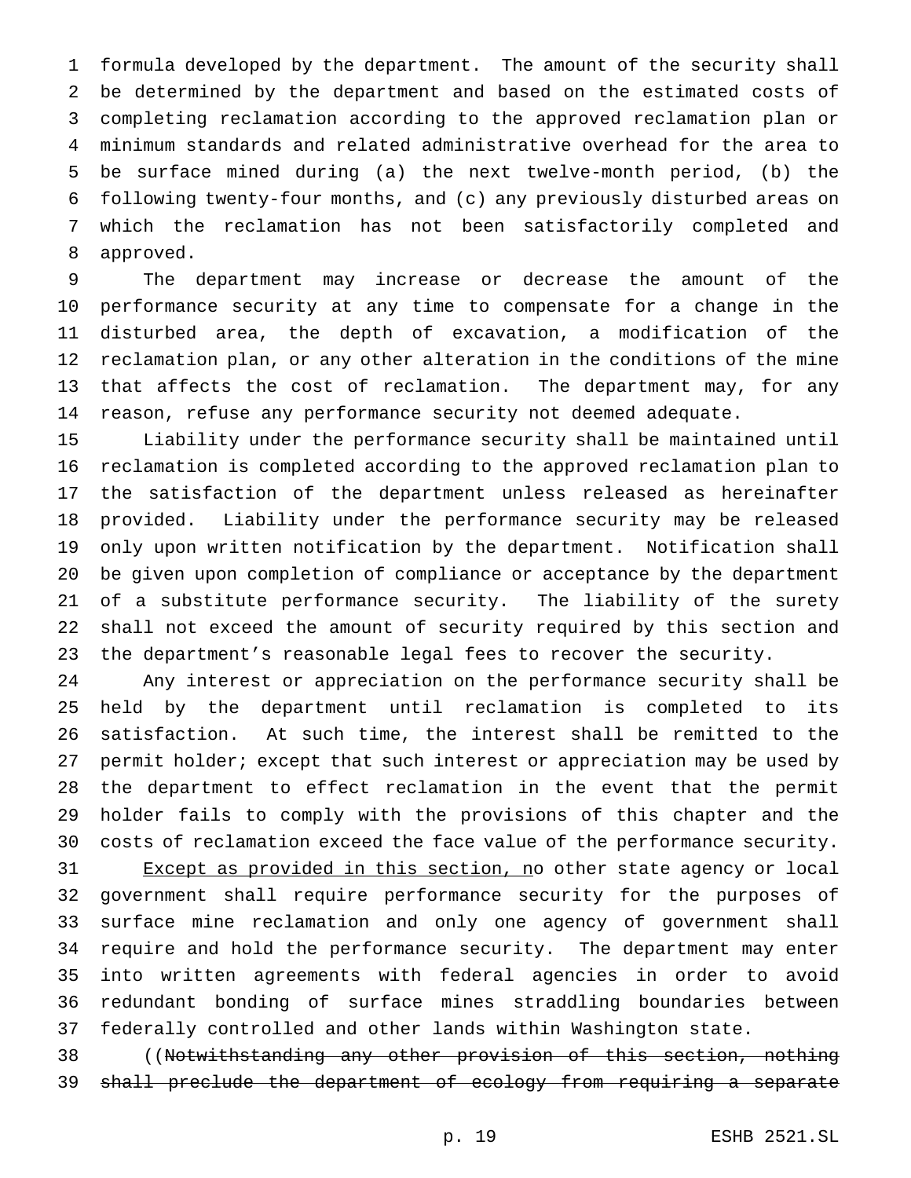formula developed by the department. The amount of the security shall be determined by the department and based on the estimated costs of completing reclamation according to the approved reclamation plan or minimum standards and related administrative overhead for the area to be surface mined during (a) the next twelve-month period, (b) the following twenty-four months, and (c) any previously disturbed areas on which the reclamation has not been satisfactorily completed and approved.

The department may increase or decrease the amount of the performance security at any time to compensate for a change in the disturbed area, the depth of excavation, a modification of the reclamation plan, or any other alteration in the conditions of the mine that affects the cost of reclamation. The department may, for any reason, refuse any performance security not deemed adequate.

Liability under the performance security shall be maintained until reclamation is completed according to the approved reclamation plan to the satisfaction of the department unless released as hereinafter provided. Liability under the performance security may be released only upon written notification by the department. Notification shall be given upon completion of compliance or acceptance by the department of a substitute performance security. The liability of the surety shall not exceed the amount of security required by this section and the department's reasonable legal fees to recover the security.

Any interest or appreciation on the performance security shall be held by the department until reclamation is completed to its satisfaction. At such time, the interest shall be remitted to the permit holder; except that such interest or appreciation may be used by the department to effect reclamation in the event that the permit holder fails to comply with the provisions of this chapter and the costs of reclamation exceed the face value of the performance security.

<u>Except as provided in this section, n</u>o other state agency or local government shall require performance security for the purposes of surface mine reclamation and only one agency of government shall require and hold the performance security. The department may enter into written agreements with federal agencies in order to avoid redundant bonding of surface mines straddling boundaries between federally controlled and other lands within Washington state.

((~~Notwithstanding any other provision of this section, nothing shall preclude the department of ecology from requiring a separate~~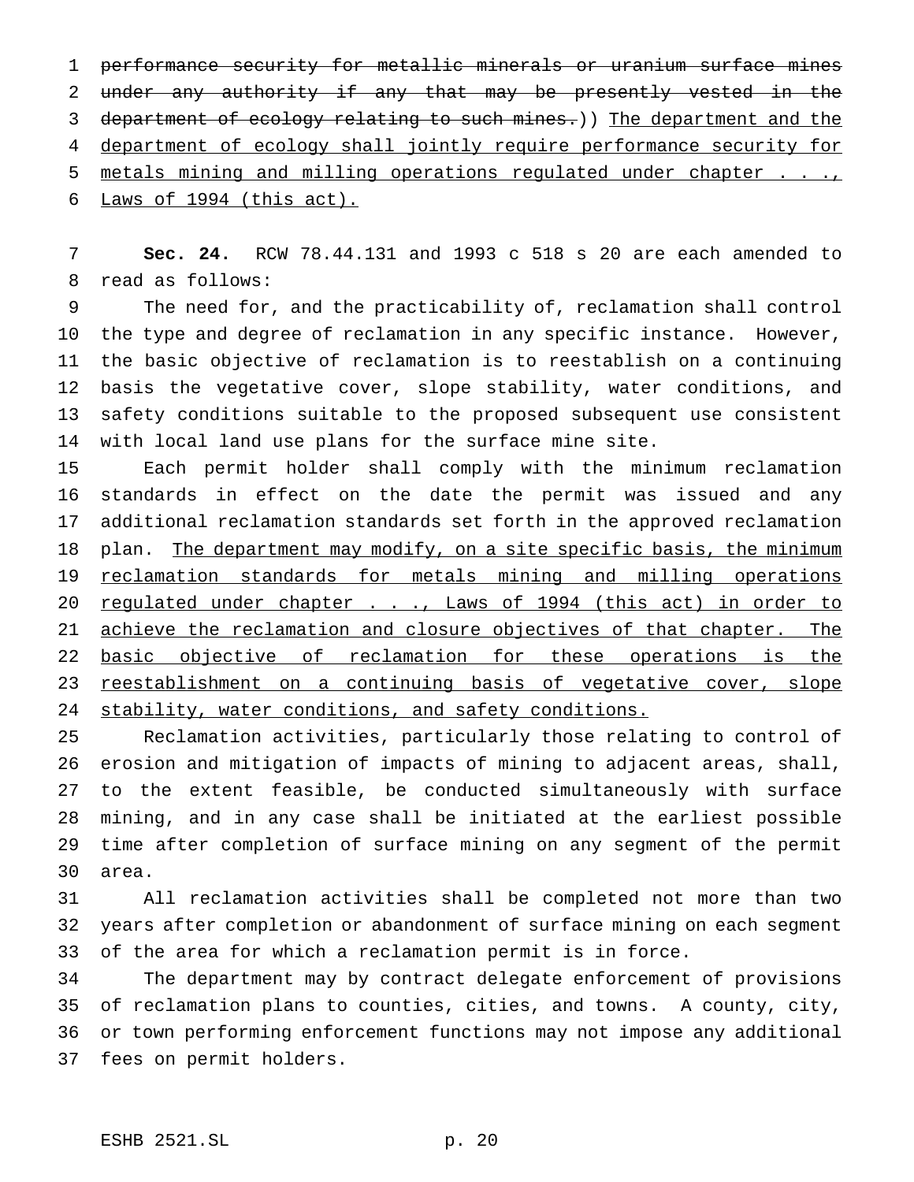~~performance security for metallic minerals or uranium surface mines under any authority if any that may be presently vested in the department of ecology relating to such mines.~~)) <u>The department and the department of ecology shall jointly require performance security for metals mining and milling operations regulated under chapter . . ., Laws of 1994 (this act).</u>

**Sec. 24.** RCW 78.44.131 and 1993 c 518 s 20 are each amended to read as follows:

The need for, and the practicability of, reclamation shall control the type and degree of reclamation in any specific instance. However, the basic objective of reclamation is to reestablish on a continuing basis the vegetative cover, slope stability, water conditions, and safety conditions suitable to the proposed subsequent use consistent with local land use plans for the surface mine site.

Each permit holder shall comply with the minimum reclamation standards in effect on the date the permit was issued and any additional reclamation standards set forth in the approved reclamation plan. <u>The department may modify, on a site specific basis, the minimum reclamation standards for metals mining and milling operations regulated under chapter . . ., Laws of 1994 (this act) in order to achieve the reclamation and closure objectives of that chapter. The basic objective of reclamation for these operations is the reestablishment on a continuing basis of vegetative cover, slope stability, water conditions, and safety conditions.</u>

Reclamation activities, particularly those relating to control of erosion and mitigation of impacts of mining to adjacent areas, shall, to the extent feasible, be conducted simultaneously with surface mining, and in any case shall be initiated at the earliest possible time after completion of surface mining on any segment of the permit area.

All reclamation activities shall be completed not more than two years after completion or abandonment of surface mining on each segment of the area for which a reclamation permit is in force.

The department may by contract delegate enforcement of provisions of reclamation plans to counties, cities, and towns. A county, city, or town performing enforcement functions may not impose any additional fees on permit holders.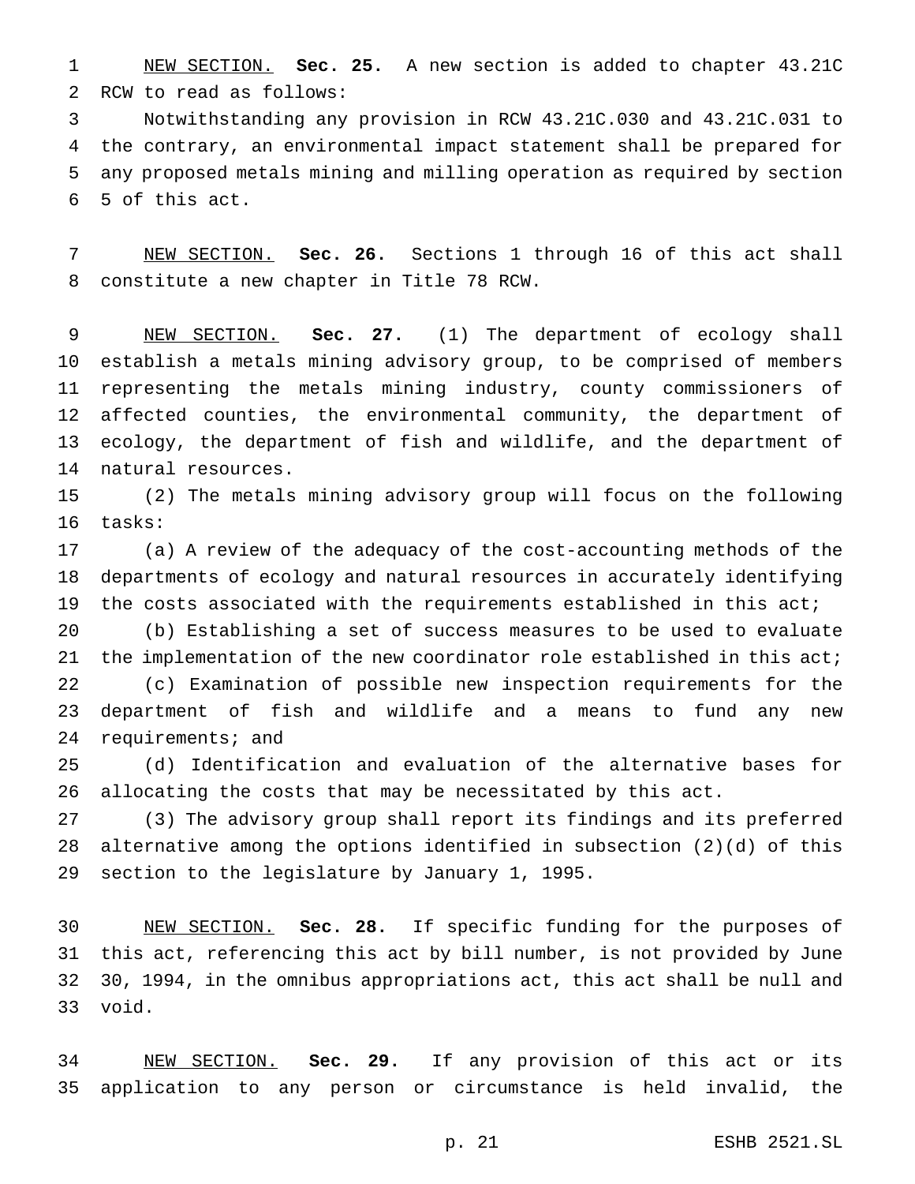NEW SECTION. **Sec. 25.** A new section is added to chapter 43.21C RCW to read as follows:

Notwithstanding any provision in RCW 43.21C.030 and 43.21C.031 to the contrary, an environmental impact statement shall be prepared for any proposed metals mining and milling operation as required by section 5 of this act.

NEW SECTION. **Sec. 26.** Sections 1 through 16 of this act shall constitute a new chapter in Title 78 RCW.

NEW SECTION. **Sec. 27.** (1) The department of ecology shall establish a metals mining advisory group, to be comprised of members representing the metals mining industry, county commissioners of affected counties, the environmental community, the department of ecology, the department of fish and wildlife, and the department of natural resources.

(2) The metals mining advisory group will focus on the following tasks:

(a) A review of the adequacy of the cost-accounting methods of the departments of ecology and natural resources in accurately identifying the costs associated with the requirements established in this act;

(b) Establishing a set of success measures to be used to evaluate the implementation of the new coordinator role established in this act;

(c) Examination of possible new inspection requirements for the department of fish and wildlife and a means to fund any new requirements; and

(d) Identification and evaluation of the alternative bases for allocating the costs that may be necessitated by this act.

(3) The advisory group shall report its findings and its preferred alternative among the options identified in subsection (2)(d) of this section to the legislature by January 1, 1995.

NEW SECTION. **Sec. 28.** If specific funding for the purposes of this act, referencing this act by bill number, is not provided by June 30, 1994, in the omnibus appropriations act, this act shall be null and void.

NEW SECTION. **Sec. 29.** If any provision of this act or its application to any person or circumstance is held invalid, the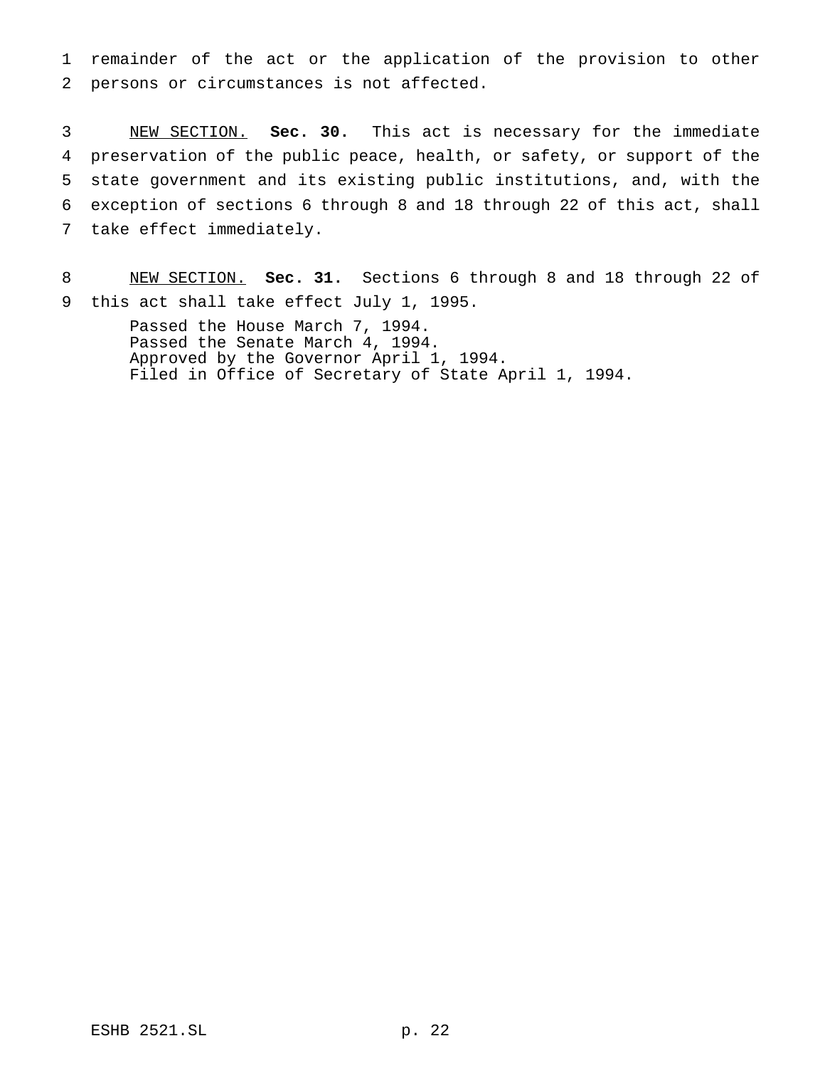remainder of the act or the application of the provision to other persons or circumstances is not affected.

NEW SECTION. **Sec. 30.** This act is necessary for the immediate preservation of the public peace, health, or safety, or support of the state government and its existing public institutions, and, with the exception of sections 6 through 8 and 18 through 22 of this act, shall take effect immediately.

NEW SECTION. **Sec. 31.** Sections 6 through 8 and 18 through 22 of this act shall take effect July 1, 1995.

Passed the House March 7, 1994.
Passed the Senate March 4, 1994.
Approved by the Governor April 1, 1994.
Filed in Office of Secretary of State April 1, 1994.